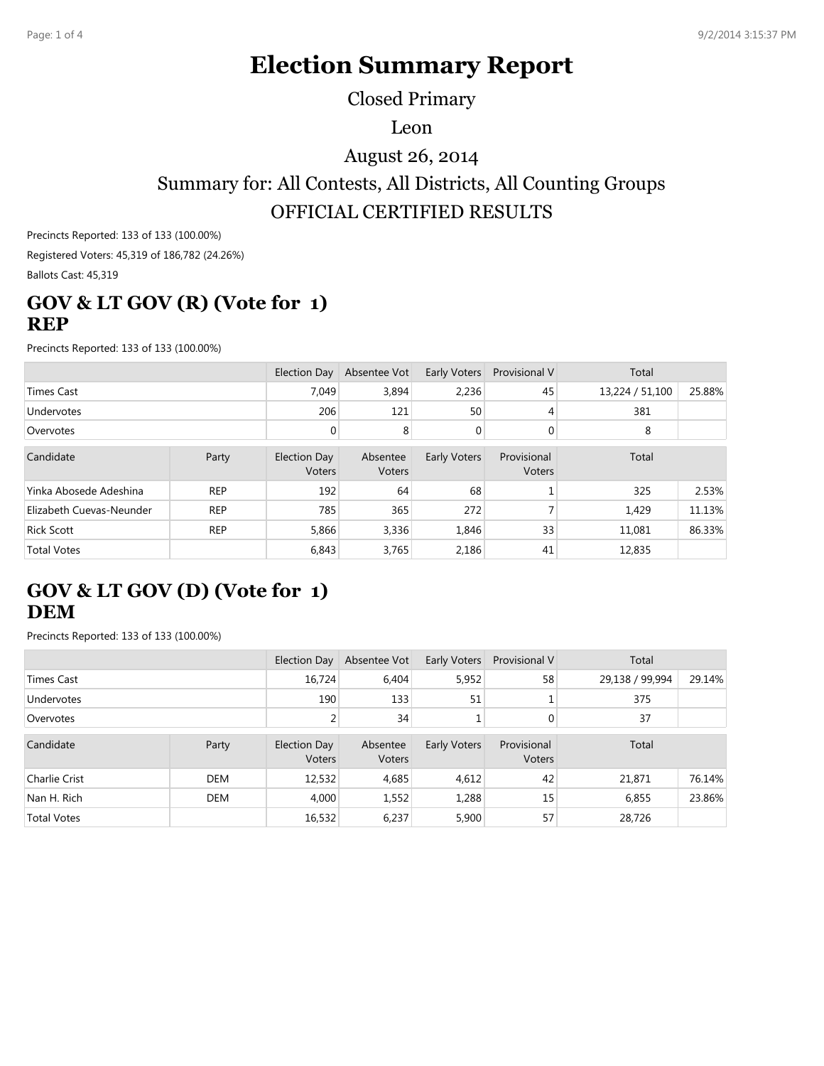# Election Summary Report

Closed Primary

Leon

August 26, 2014

Summary for: All Contests, All Districts, All Counting Groups

OFFICIAL CERTIFIED RESULTS

Precincts Reported: 133 of 133 (100.00%)

Registered Voters: 45,319 of 186,782 (24.26%)

Ballots Cast: 45,319

## GOV & LT GOV (R) (Vote for 1)
## REP

Precincts Reported: 133 of 133 (100.00%)

| | Election Day | Absentee Vot | Early Voters | Provisional V | Total | |
|---|---|---|---|---|---|---|
| Times Cast | 7,049 | 3,894 | 2,236 | 45 | 13,224 / 51,100 | 25.88% |
| Undervotes | 206 | 121 | 50 | 4 | 381 | |
| Overvotes | 0 | 8 | 0 | 0 | 8 | |

| Candidate | Party | Election Day Voters | Absentee Voters | Early Voters | Provisional Voters | Total | |
|---|---|---|---|---|---|---|---|
| Yinka Abosede Adeshina | REP | 192 | 64 | 68 | 1 | 325 | 2.53% |
| Elizabeth Cuevas-Neunder | REP | 785 | 365 | 272 | 7 | 1,429 | 11.13% |
| Rick Scott | REP | 5,866 | 3,336 | 1,846 | 33 | 11,081 | 86.33% |
| Total Votes | | 6,843 | 3,765 | 2,186 | 41 | 12,835 | |

## GOV & LT GOV (D) (Vote for 1)
## DEM

Precincts Reported: 133 of 133 (100.00%)

| | Election Day | Absentee Vot | Early Voters | Provisional V | Total | |
|---|---|---|---|---|---|---|
| Times Cast | 16,724 | 6,404 | 5,952 | 58 | 29,138 / 99,994 | 29.14% |
| Undervotes | 190 | 133 | 51 | 1 | 375 | |
| Overvotes | 2 | 34 | 1 | 0 | 37 | |

| Candidate | Party | Election Day Voters | Absentee Voters | Early Voters | Provisional Voters | Total | |
|---|---|---|---|---|---|---|---|
| Charlie Crist | DEM | 12,532 | 4,685 | 4,612 | 42 | 21,871 | 76.14% |
| Nan H. Rich | DEM | 4,000 | 1,552 | 1,288 | 15 | 6,855 | 23.86% |
| Total Votes | | 16,532 | 6,237 | 5,900 | 57 | 28,726 | |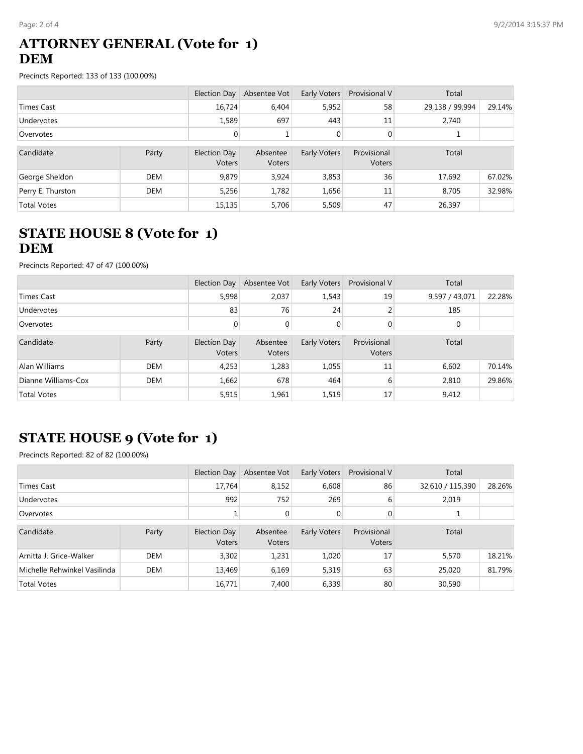## ATTORNEY GENERAL (Vote for 1)
## DEM

Precincts Reported: 133 of 133 (100.00%)

| | Election Day | Absentee Vot | Early Voters | Provisional V | Total | |
|---|---|---|---|---|---|---|
| Times Cast | 16,724 | 6,404 | 5,952 | 58 | 29,138 / 99,994 | 29.14% |
| Undervotes | 1,589 | 697 | 443 | 11 | 2,740 | |
| Overvotes | 0 | 1 | 0 | 0 | 1 | |

| Candidate | Party | Election Day Voters | Absentee Voters | Early Voters | Provisional Voters | Total | |
|---|---|---|---|---|---|---|---|
| George Sheldon | DEM | 9,879 | 3,924 | 3,853 | 36 | 17,692 | 67.02% |
| Perry E. Thurston | DEM | 5,256 | 1,782 | 1,656 | 11 | 8,705 | 32.98% |
| Total Votes | | 15,135 | 5,706 | 5,509 | 47 | 26,397 | |

## STATE HOUSE 8 (Vote for 1)
## DEM

Precincts Reported: 47 of 47 (100.00%)

| | Election Day | Absentee Vot | Early Voters | Provisional V | Total | |
|---|---|---|---|---|---|---|
| Times Cast | 5,998 | 2,037 | 1,543 | 19 | 9,597 / 43,071 | 22.28% |
| Undervotes | 83 | 76 | 24 | 2 | 185 | |
| Overvotes | 0 | 0 | 0 | 0 | 0 | |

| Candidate | Party | Election Day Voters | Absentee Voters | Early Voters | Provisional Voters | Total | |
|---|---|---|---|---|---|---|---|
| Alan Williams | DEM | 4,253 | 1,283 | 1,055 | 11 | 6,602 | 70.14% |
| Dianne Williams-Cox | DEM | 1,662 | 678 | 464 | 6 | 2,810 | 29.86% |
| Total Votes | | 5,915 | 1,961 | 1,519 | 17 | 9,412 | |

## STATE HOUSE 9 (Vote for 1)

Precincts Reported: 82 of 82 (100.00%)

| | Election Day | Absentee Vot | Early Voters | Provisional V | Total | |
|---|---|---|---|---|---|---|
| Times Cast | 17,764 | 8,152 | 6,608 | 86 | 32,610 / 115,390 | 28.26% |
| Undervotes | 992 | 752 | 269 | 6 | 2,019 | |
| Overvotes | 1 | 0 | 0 | 0 | 1 | |

| Candidate | Party | Election Day Voters | Absentee Voters | Early Voters | Provisional Voters | Total | |
|---|---|---|---|---|---|---|---|
| Arnitta J. Grice-Walker | DEM | 3,302 | 1,231 | 1,020 | 17 | 5,570 | 18.21% |
| Michelle Rehwinkel Vasilinda | DEM | 13,469 | 6,169 | 5,319 | 63 | 25,020 | 81.79% |
| Total Votes | | 16,771 | 7,400 | 6,339 | 80 | 30,590 | |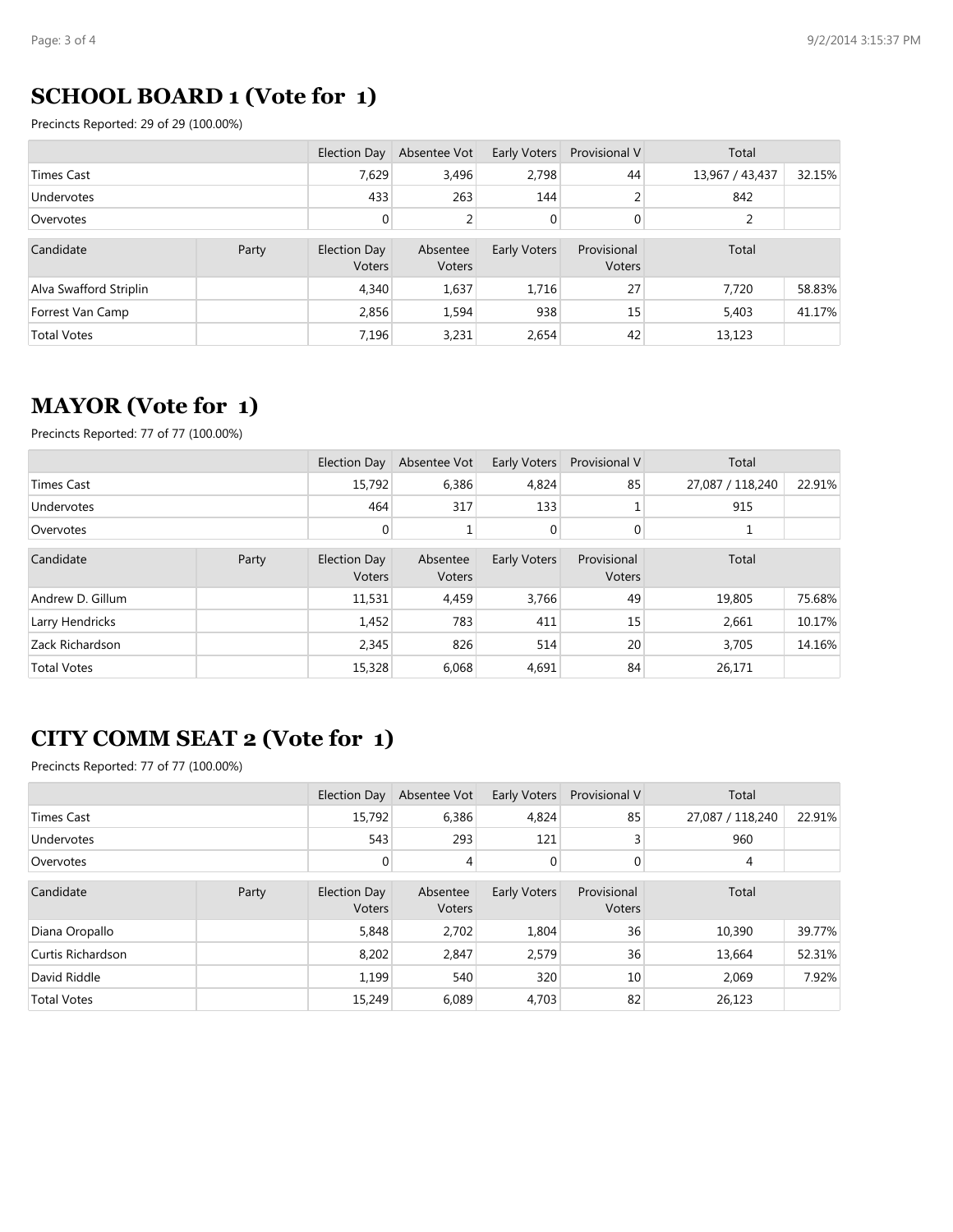## SCHOOL BOARD 1 (Vote for 1)

Precincts Reported: 29 of 29 (100.00%)

| | | Election Day | Absentee Vot | Early Voters | Provisional V | Total | |
|---|---|---|---|---|---|---|---|
| Times Cast | | 7,629 | 3,496 | 2,798 | 44 | 13,967 / 43,437 | 32.15% |
| Undervotes | | 433 | 263 | 144 | 2 | 842 | |
| Overvotes | | 0 | 2 | 0 | 0 | 2 | |

| Candidate | Party | Election Day Voters | Absentee Voters | Early Voters | Provisional Voters | Total | |
|---|---|---|---|---|---|---|---|
| Alva Swafford Striplin | | 4,340 | 1,637 | 1,716 | 27 | 7,720 | 58.83% |
| Forrest Van Camp | | 2,856 | 1,594 | 938 | 15 | 5,403 | 41.17% |
| Total Votes | | 7,196 | 3,231 | 2,654 | 42 | 13,123 | |

## MAYOR (Vote for 1)

Precincts Reported: 77 of 77 (100.00%)

| | | Election Day | Absentee Vot | Early Voters | Provisional V | Total | |
|---|---|---|---|---|---|---|---|
| Times Cast | | 15,792 | 6,386 | 4,824 | 85 | 27,087 / 118,240 | 22.91% |
| Undervotes | | 464 | 317 | 133 | 1 | 915 | |
| Overvotes | | 0 | 1 | 0 | 0 | 1 | |

| Candidate | Party | Election Day Voters | Absentee Voters | Early Voters | Provisional Voters | Total | |
|---|---|---|---|---|---|---|---|
| Andrew D. Gillum | | 11,531 | 4,459 | 3,766 | 49 | 19,805 | 75.68% |
| Larry Hendricks | | 1,452 | 783 | 411 | 15 | 2,661 | 10.17% |
| Zack Richardson | | 2,345 | 826 | 514 | 20 | 3,705 | 14.16% |
| Total Votes | | 15,328 | 6,068 | 4,691 | 84 | 26,171 | |

## CITY COMM SEAT 2 (Vote for 1)

Precincts Reported: 77 of 77 (100.00%)

| | | Election Day | Absentee Vot | Early Voters | Provisional V | Total | |
|---|---|---|---|---|---|---|---|
| Times Cast | | 15,792 | 6,386 | 4,824 | 85 | 27,087 / 118,240 | 22.91% |
| Undervotes | | 543 | 293 | 121 | 3 | 960 | |
| Overvotes | | 0 | 4 | 0 | 0 | 4 | |

| Candidate | Party | Election Day Voters | Absentee Voters | Early Voters | Provisional Voters | Total | |
|---|---|---|---|---|---|---|---|
| Diana Oropallo | | 5,848 | 2,702 | 1,804 | 36 | 10,390 | 39.77% |
| Curtis Richardson | | 8,202 | 2,847 | 2,579 | 36 | 13,664 | 52.31% |
| David Riddle | | 1,199 | 540 | 320 | 10 | 2,069 | 7.92% |
| Total Votes | | 15,249 | 6,089 | 4,703 | 82 | 26,123 | |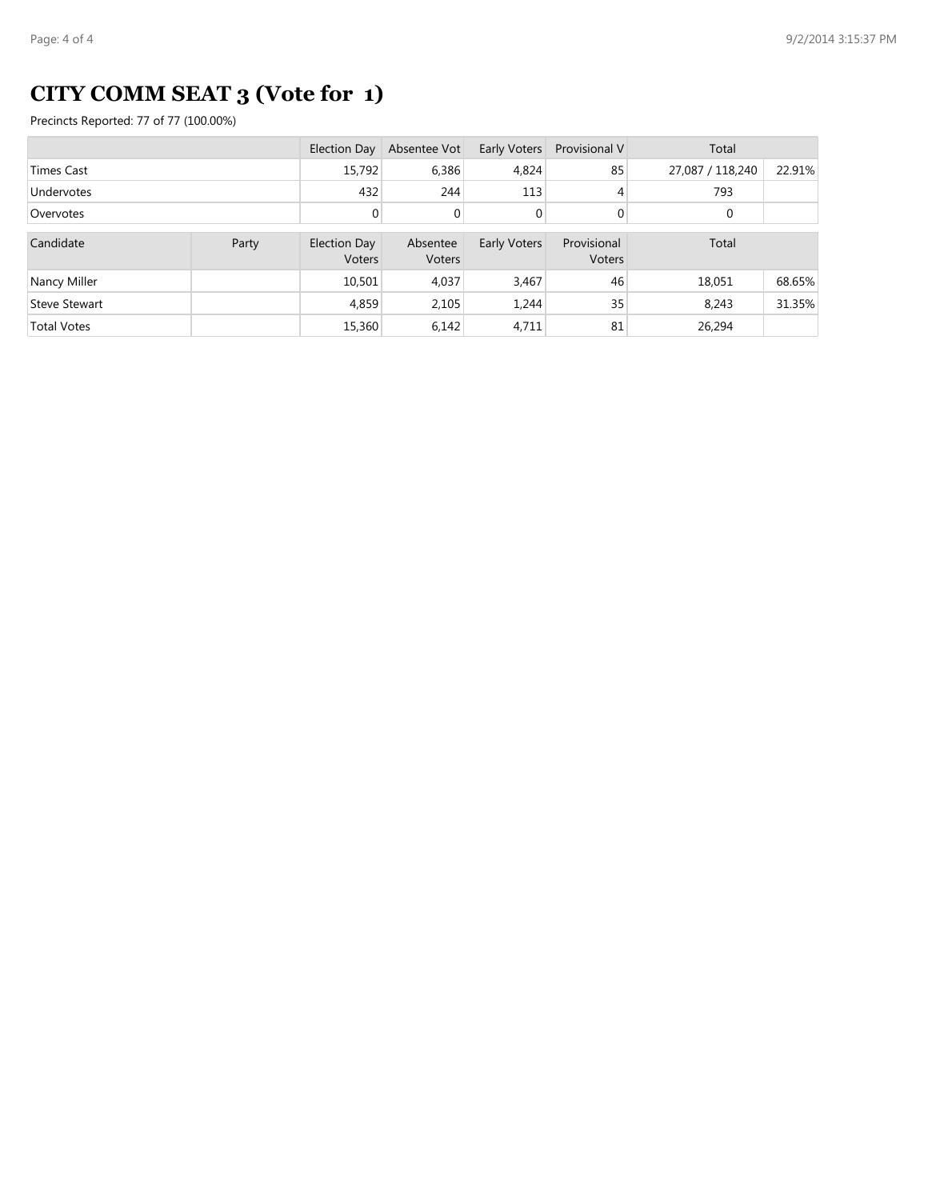# CITY COMM SEAT 3 (Vote for 1)

Precincts Reported: 77 of 77 (100.00%)

| | Election Day | Absentee Vot | Early Voters | Provisional V | Total | |
|---|---|---|---|---|---|---|
| Times Cast | 15,792 | 6,386 | 4,824 | 85 | 27,087 / 118,240 | 22.91% |
| Undervotes | 432 | 244 | 113 | 4 | 793 | |
| Overvotes | 0 | 0 | 0 | 0 | 0 | |

| Candidate | Party | Election Day Voters | Absentee Voters | Early Voters | Provisional Voters | Total | |
|---|---|---|---|---|---|---|---|
| Nancy Miller | | 10,501 | 4,037 | 3,467 | 46 | 18,051 | 68.65% |
| Steve Stewart | | 4,859 | 2,105 | 1,244 | 35 | 8,243 | 31.35% |
| Total Votes | | 15,360 | 6,142 | 4,711 | 81 | 26,294 | |